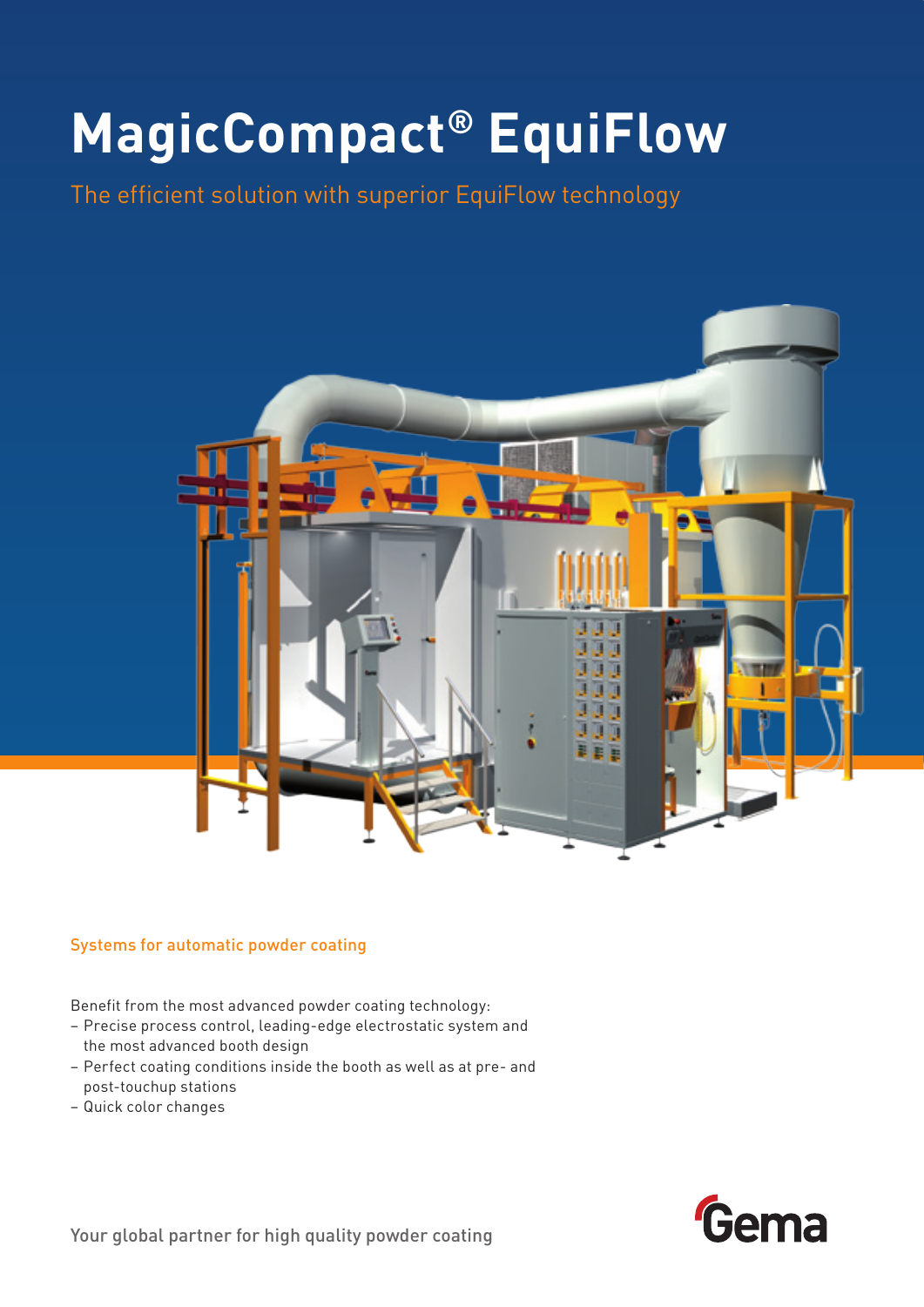# MagicCompact® EquiFlow

## The efficient solution with superior EquiFlow technology

### Systems for automatic powder coating

Benefit from the most advanced powder coating technology:

- Precise process control, leading-edge electrostatic system and the most advanced booth design
- Perfect coating conditions inside the booth as well as at pre- and post-touchup stations
- Quick color changes

Your global partner for high quality powder coating

Gema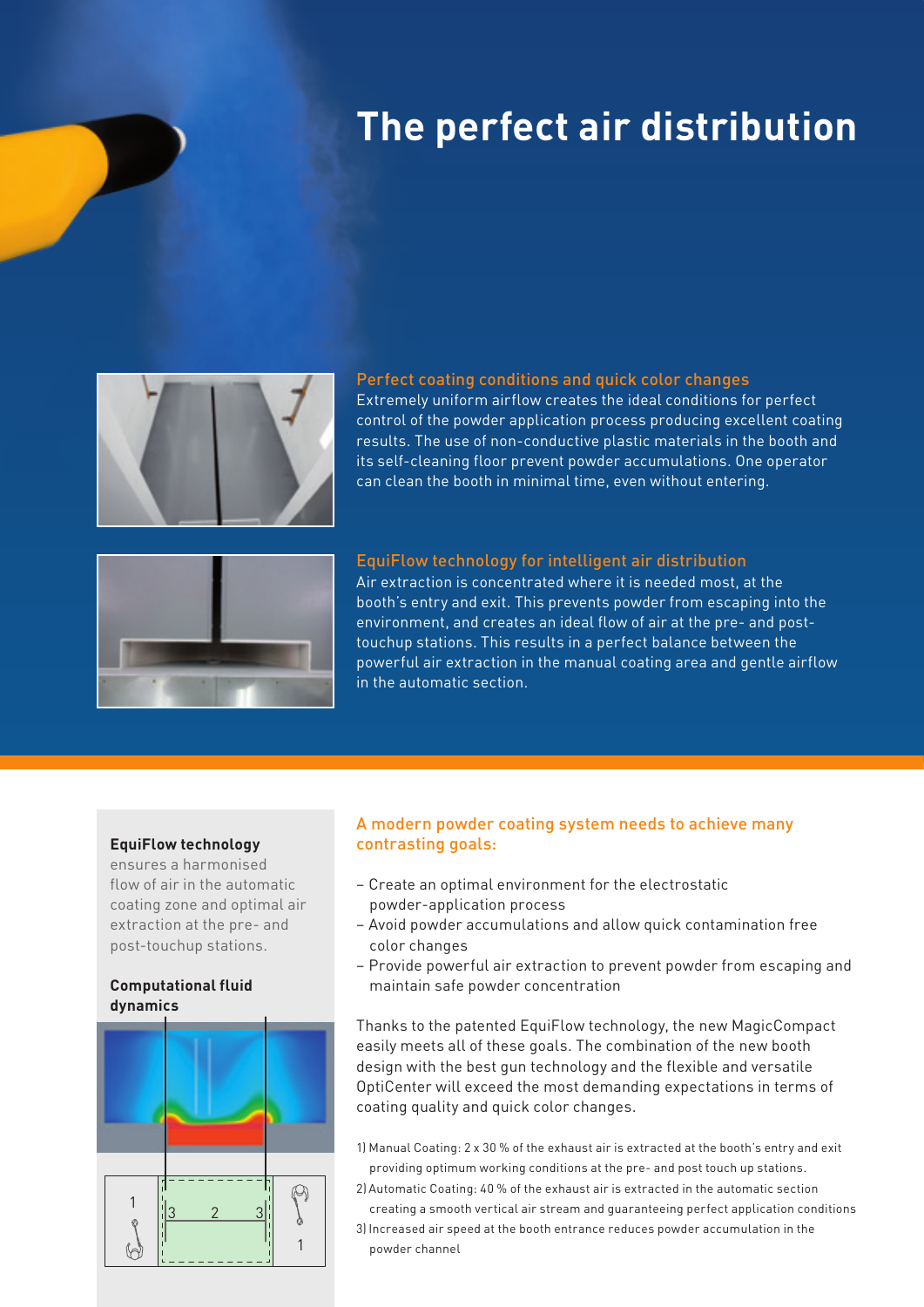# The perfect air distribution

### Perfect coating conditions and quick color changes

Extremely uniform airflow creates the ideal conditions for perfect control of the powder application process producing excellent coating results. The use of non-conductive plastic materials in the booth and its self-cleaning floor prevent powder accumulations. One operator can clean the booth in minimal time, even without entering.

### EquiFlow technology for intelligent air distribution

Air extraction is concentrated where it is needed most, at the booth's entry and exit. This prevents powder from escaping into the environment, and creates an ideal flow of air at the pre- and post-touchup stations. This results in a perfect balance between the powerful air extraction in the manual coating area and gentle airflow in the automatic section.

**EquiFlow technology** ensures a harmonised flow of air in the automatic coating zone and optimal air extraction at the pre- and post-touchup stations.

**Computational fluid dynamics**

### A modern powder coating system needs to achieve many contrasting goals:

- Create an optimal environment for the electrostatic powder-application process
- Avoid powder accumulations and allow quick contamination free color changes
- Provide powerful air extraction to prevent powder from escaping and maintain safe powder concentration

Thanks to the patented EquiFlow technology, the new MagicCompact easily meets all of these goals. The combination of the new booth design with the best gun technology and the flexible and versatile OptiCenter will exceed the most demanding expectations in terms of coating quality and quick color changes.

1) Manual Coating: 2 x 30 % of the exhaust air is extracted at the booth's entry and exit providing optimum working conditions at the pre- and post touch up stations.
2) Automatic Coating: 40 % of the exhaust air is extracted in the automatic section creating a smooth vertical air stream and guaranteeing perfect application conditions
3) Increased air speed at the booth entrance reduces powder accumulation in the powder channel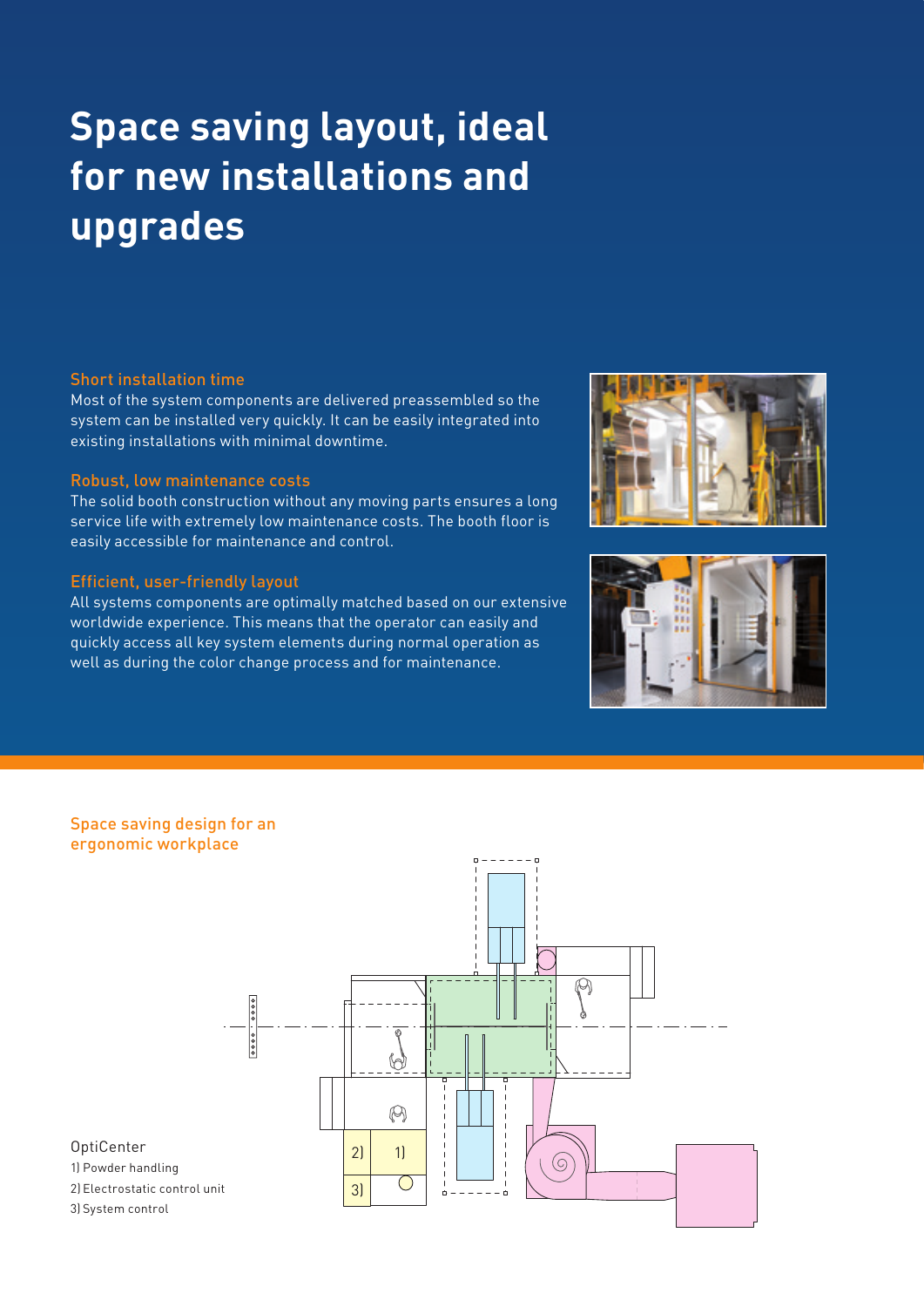# Space saving layout, ideal for new installations and upgrades

### Short installation time

Most of the system components are delivered preassembled so the system can be installed very quickly. It can be easily integrated into existing installations with minimal downtime.

### Robust, low maintenance costs

The solid booth construction without any moving parts ensures a long service life with extremely low maintenance costs. The booth floor is easily accessible for maintenance and control.

### Efficient, user-friendly layout

All systems components are optimally matched based on our extensive worldwide experience. This means that the operator can easily and quickly access all key system elements during normal operation as well as during the color change process and for maintenance.

### Space saving design for an ergonomic workplace

OptiCenter

1) Powder handling

2) Electrostatic control unit

3) System control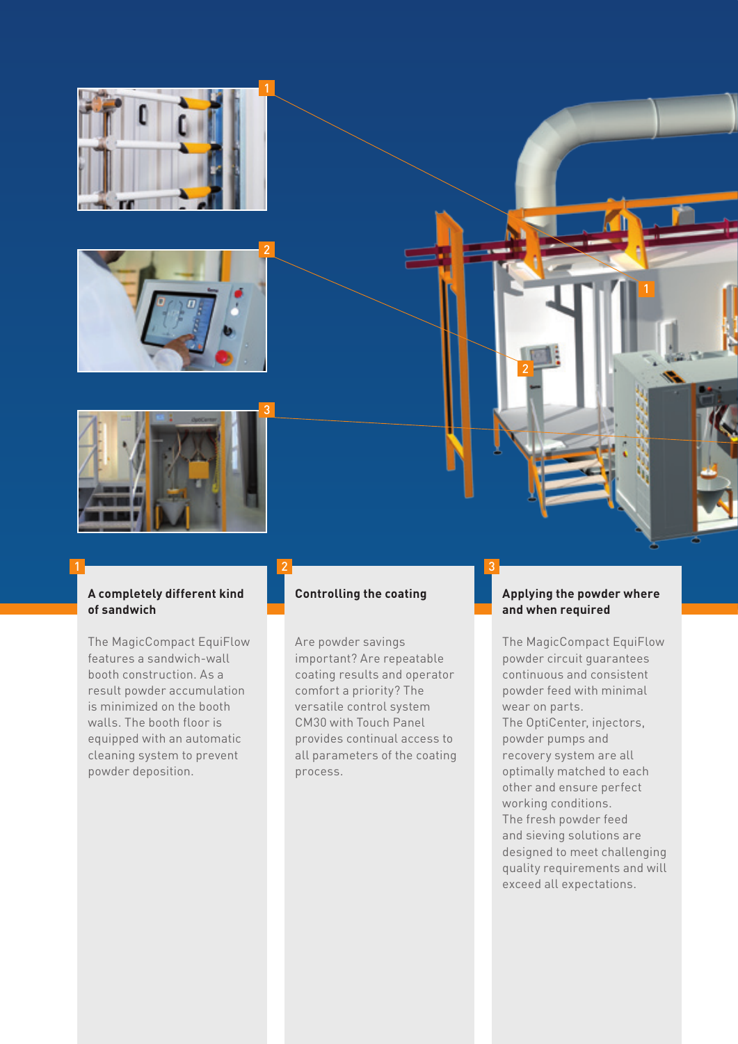## 1 A completely different kind of sandwich

The MagicCompact EquiFlow features a sandwich-wall booth construction. As a result powder accumulation is minimized on the booth walls. The booth floor is equipped with an automatic cleaning system to prevent powder deposition.

## 2 Controlling the coating

Are powder savings important? Are repeatable coating results and operator comfort a priority? The versatile control system CM30 with Touch Panel provides continual access to all parameters of the coating process.

## 3 Applying the powder where and when required

The MagicCompact EquiFlow powder circuit guarantees continuous and consistent powder feed with minimal wear on parts.
The OptiCenter, injectors, powder pumps and recovery system are all optimally matched to each other and ensure perfect working conditions.
The fresh powder feed and sieving solutions are designed to meet challenging quality requirements and will exceed all expectations.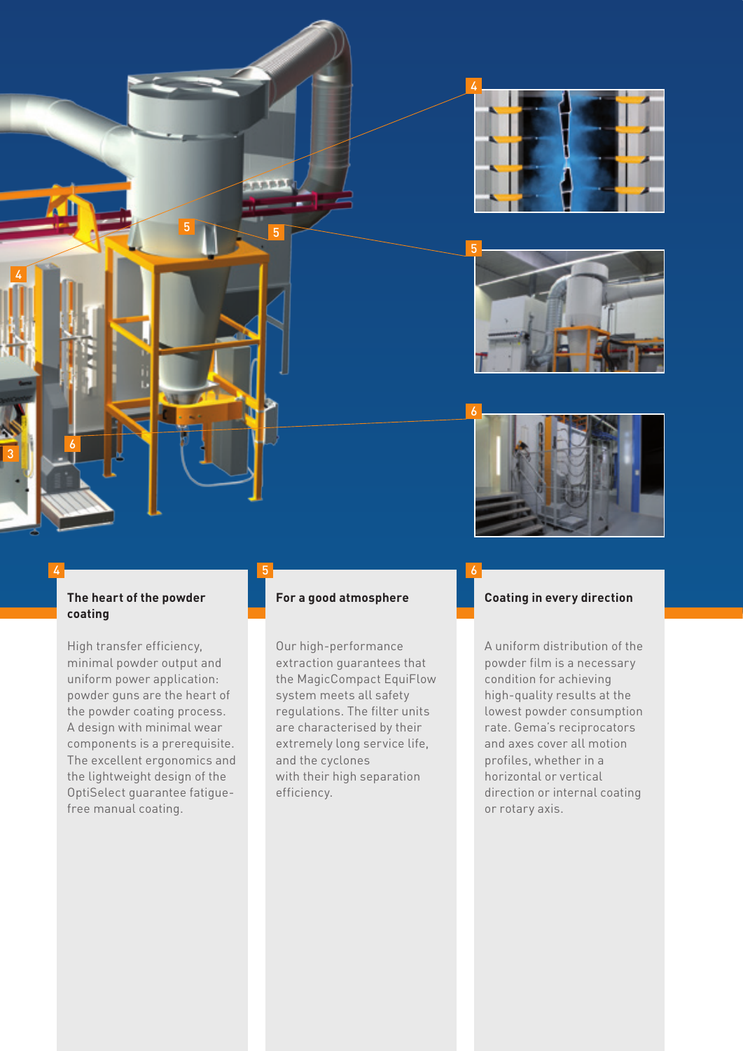4

## The heart of the powder coating

High transfer efficiency, minimal powder output and uniform power application: powder guns are the heart of the powder coating process. A design with minimal wear components is a prerequisite. The excellent ergonomics and the lightweight design of the OptiSelect guarantee fatigue-free manual coating.

5

## For a good atmosphere

Our high-performance extraction guarantees that the MagicCompact EquiFlow system meets all safety regulations. The filter units are characterised by their extremely long service life, and the cyclones with their high separation efficiency.

6

## Coating in every direction

A uniform distribution of the powder film is a necessary condition for achieving high-quality results at the lowest powder consumption rate. Gema's reciprocators and axes cover all motion profiles, whether in a horizontal or vertical direction or internal coating or rotary axis.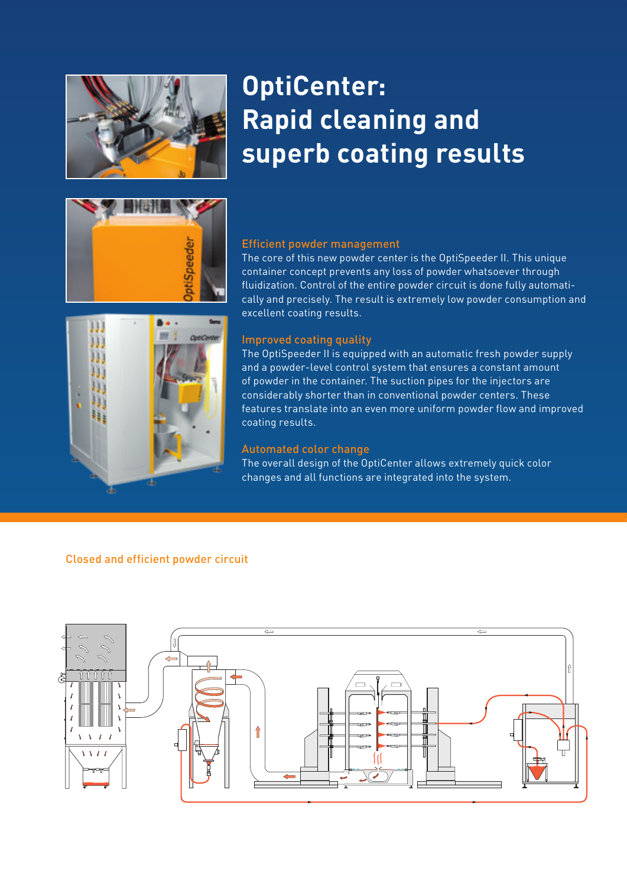# OptiCenter: Rapid cleaning and superb coating results

### Efficient powder management

The core of this new powder center is the OptiSpeeder II. This unique container concept prevents any loss of powder whatsoever through fluidization. Control of the entire powder circuit is done fully automatically and precisely. The result is extremely low powder consumption and excellent coating results.

### Improved coating quality

The OptiSpeeder II is equipped with an automatic fresh powder supply and a powder-level control system that ensures a constant amount of powder in the container. The suction pipes for the injectors are considerably shorter than in conventional powder centers. These features translate into an even more uniform powder flow and improved coating results.

### Automated color change

The overall design of the OptiCenter allows extremely quick color changes and all functions are integrated into the system.

### Closed and efficient powder circuit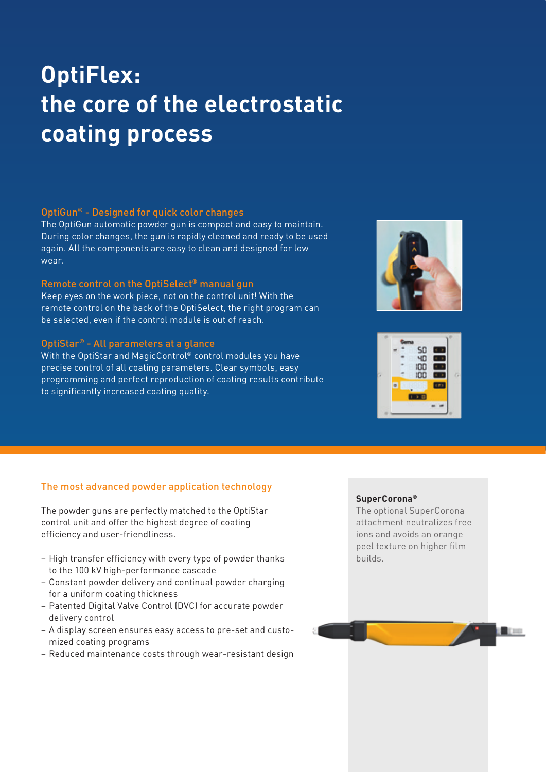# OptiFlex: the core of the electrostatic coating process

### OptiGun® - Designed for quick color changes

The OptiGun automatic powder gun is compact and easy to maintain. During color changes, the gun is rapidly cleaned and ready to be used again. All the components are easy to clean and designed for low wear.

### Remote control on the OptiSelect® manual gun

Keep eyes on the work piece, not on the control unit! With the remote control on the back of the OptiSelect, the right program can be selected, even if the control module is out of reach.

### OptiStar® - All parameters at a glance

With the OptiStar and MagicControl® control modules you have precise control of all coating parameters. Clear symbols, easy programming and perfect reproduction of coating results contribute to significantly increased coating quality.

### The most advanced powder application technology

The powder guns are perfectly matched to the OptiStar control unit and offer the highest degree of coating efficiency and user-friendliness.

- High transfer efficiency with every type of powder thanks to the 100 kV high-performance cascade
- Constant powder delivery and continual powder charging for a uniform coating thickness
- Patented Digital Valve Control (DVC) for accurate powder delivery control
- A display screen ensures easy access to pre-set and customized coating programs
- Reduced maintenance costs through wear-resistant design

**SuperCorona®**

The optional SuperCorona attachment neutralizes free ions and avoids an orange peel texture on higher film builds.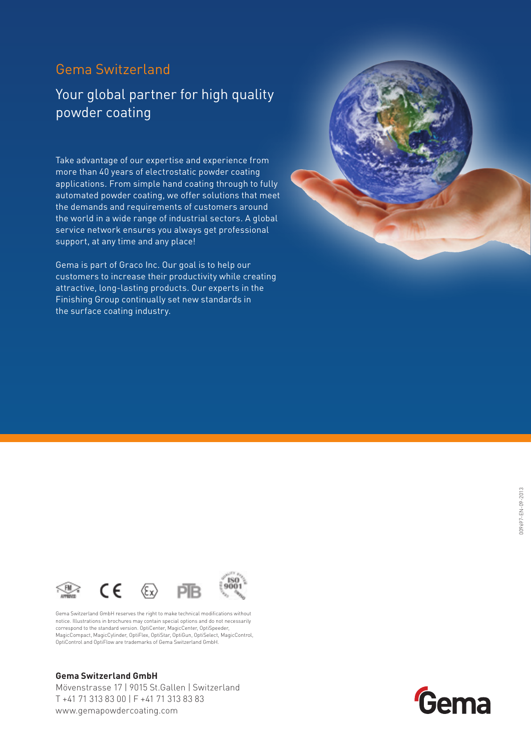# Gema Switzerland

## Your global partner for high quality powder coating

Take advantage of our expertise and experience from more than 40 years of electrostatic powder coating applications. From simple hand coating through to fully automated powder coating, we offer solutions that meet the demands and requirements of customers around the world in a wide range of industrial sectors. A global service network ensures you always get professional support, at any time and any place!

Gema is part of Graco Inc. Our goal is to help our customers to increase their productivity while creating attractive, long-lasting products. Our experts in the Finishing Group continually set new standards in the surface coating industry.

009697-EN-09-2013

Gema Switzerland GmbH reserves the right to make technical modifications without notice. Illustrations in brochures may contain special options and do not necessarily correspond to the standard version. OptiCenter, MagicCenter, OptiSpeeder, MagicCompact, MagicCylinder, OptiFlex, OptiStar, OptiGun, OptiSelect, MagicControl, OptiControl and OptiFlow are trademarks of Gema Switzerland GmbH.

**Gema Switzerland GmbH**
Mövenstrasse 17 | 9015 St.Gallen | Switzerland
T +41 71 313 83 00 | F +41 71 313 83 83
www.gemapowdercoating.com